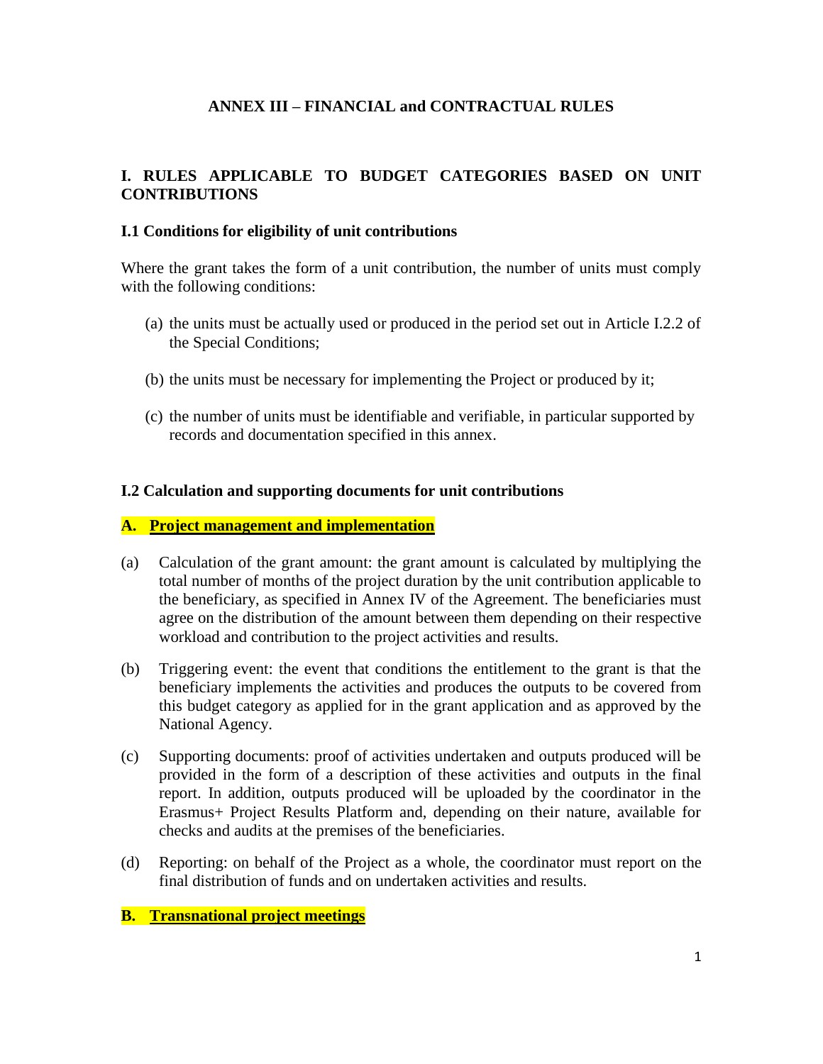# ANNEX III – FINANCIAL and CONTRACTUAL RULES

## I. RULES APPLICABLE TO BUDGET CATEGORIES BASED ON UNIT CONTRIBUTIONS

### I.1 Conditions for eligibility of unit contributions

Where the grant takes the form of a unit contribution, the number of units must comply with the following conditions:

(a) the units must be actually used or produced in the period set out in Article I.2.2 of the Special Conditions;

(b) the units must be necessary for implementing the Project or produced by it;

(c) the number of units must be identifiable and verifiable, in particular supported by records and documentation specified in this annex.

### I.2 Calculation and supporting documents for unit contributions

**A. Project management and implementation**

(a) Calculation of the grant amount: the grant amount is calculated by multiplying the total number of months of the project duration by the unit contribution applicable to the beneficiary, as specified in Annex IV of the Agreement. The beneficiaries must agree on the distribution of the amount between them depending on their respective workload and contribution to the project activities and results.

(b) Triggering event: the event that conditions the entitlement to the grant is that the beneficiary implements the activities and produces the outputs to be covered from this budget category as applied for in the grant application and as approved by the National Agency.

(c) Supporting documents: proof of activities undertaken and outputs produced will be provided in the form of a description of these activities and outputs in the final report. In addition, outputs produced will be uploaded by the coordinator in the Erasmus+ Project Results Platform and, depending on their nature, available for checks and audits at the premises of the beneficiaries.

(d) Reporting: on behalf of the Project as a whole, the coordinator must report on the final distribution of funds and on undertaken activities and results.

**B. Transnational project meetings**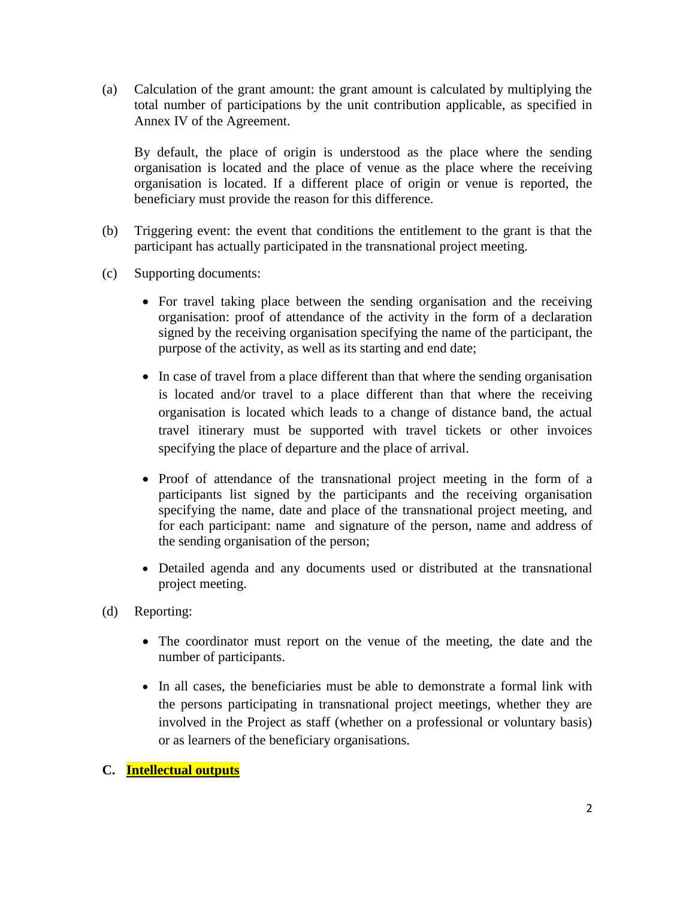(a) Calculation of the grant amount: the grant amount is calculated by multiplying the total number of participations by the unit contribution applicable, as specified in Annex IV of the Agreement.

By default, the place of origin is understood as the place where the sending organisation is located and the place of venue as the place where the receiving organisation is located. If a different place of origin or venue is reported, the beneficiary must provide the reason for this difference.

(b) Triggering event: the event that conditions the entitlement to the grant is that the participant has actually participated in the transnational project meeting.

(c) Supporting documents:

- For travel taking place between the sending organisation and the receiving organisation: proof of attendance of the activity in the form of a declaration signed by the receiving organisation specifying the name of the participant, the purpose of the activity, as well as its starting and end date;
- In case of travel from a place different than that where the sending organisation is located and/or travel to a place different than that where the receiving organisation is located which leads to a change of distance band, the actual travel itinerary must be supported with travel tickets or other invoices specifying the place of departure and the place of arrival.
- Proof of attendance of the transnational project meeting in the form of a participants list signed by the participants and the receiving organisation specifying the name, date and place of the transnational project meeting, and for each participant: name and signature of the person, name and address of the sending organisation of the person;
- Detailed agenda and any documents used or distributed at the transnational project meeting.

(d) Reporting:

- The coordinator must report on the venue of the meeting, the date and the number of participants.
- In all cases, the beneficiaries must be able to demonstrate a formal link with the persons participating in transnational project meetings, whether they are involved in the Project as staff (whether on a professional or voluntary basis) or as learners of the beneficiary organisations.

**C. Intellectual outputs**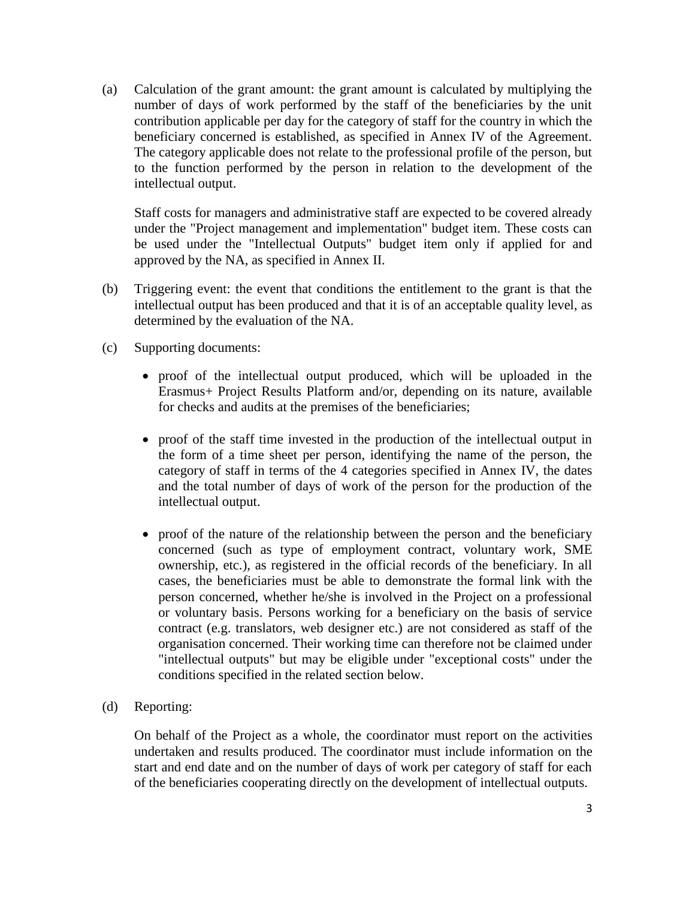(a) Calculation of the grant amount: the grant amount is calculated by multiplying the number of days of work performed by the staff of the beneficiaries by the unit contribution applicable per day for the category of staff for the country in which the beneficiary concerned is established, as specified in Annex IV of the Agreement. The category applicable does not relate to the professional profile of the person, but to the function performed by the person in relation to the development of the intellectual output.

    Staff costs for managers and administrative staff are expected to be covered already under the "Project management and implementation" budget item. These costs can be used under the "Intellectual Outputs" budget item only if applied for and approved by the NA, as specified in Annex II.

(b) Triggering event: the event that conditions the entitlement to the grant is that the intellectual output has been produced and that it is of an acceptable quality level, as determined by the evaluation of the NA.

(c) Supporting documents:

    - proof of the intellectual output produced, which will be uploaded in the Erasmus+ Project Results Platform and/or, depending on its nature, available for checks and audits at the premises of the beneficiaries;

    - proof of the staff time invested in the production of the intellectual output in the form of a time sheet per person, identifying the name of the person, the category of staff in terms of the 4 categories specified in Annex IV, the dates and the total number of days of work of the person for the production of the intellectual output.

    - proof of the nature of the relationship between the person and the beneficiary concerned (such as type of employment contract, voluntary work, SME ownership, etc.), as registered in the official records of the beneficiary. In all cases, the beneficiaries must be able to demonstrate the formal link with the person concerned, whether he/she is involved in the Project on a professional or voluntary basis. Persons working for a beneficiary on the basis of service contract (e.g. translators, web designer etc.) are not considered as staff of the organisation concerned. Their working time can therefore not be claimed under "intellectual outputs" but may be eligible under "exceptional costs" under the conditions specified in the related section below.

(d) Reporting:

    On behalf of the Project as a whole, the coordinator must report on the activities undertaken and results produced. The coordinator must include information on the start and end date and on the number of days of work per category of staff for each of the beneficiaries cooperating directly on the development of intellectual outputs.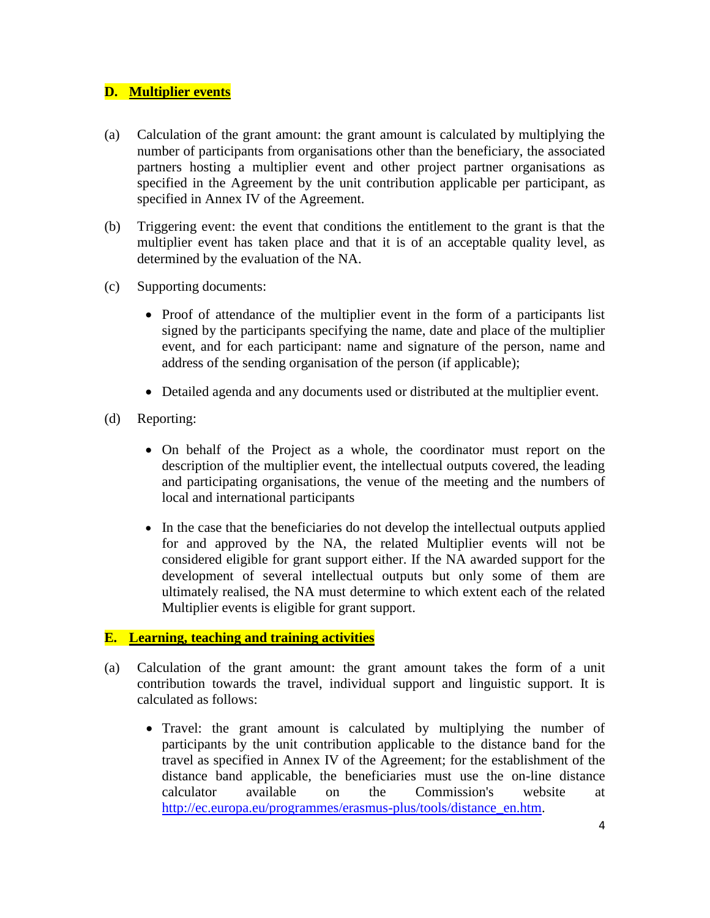## D. Multiplier events

(a) Calculation of the grant amount: the grant amount is calculated by multiplying the number of participants from organisations other than the beneficiary, the associated partners hosting a multiplier event and other project partner organisations as specified in the Agreement by the unit contribution applicable per participant, as specified in Annex IV of the Agreement.

(b) Triggering event: the event that conditions the entitlement to the grant is that the multiplier event has taken place and that it is of an acceptable quality level, as determined by the evaluation of the NA.

(c) Supporting documents:

- Proof of attendance of the multiplier event in the form of a participants list signed by the participants specifying the name, date and place of the multiplier event, and for each participant: name and signature of the person, name and address of the sending organisation of the person (if applicable);
- Detailed agenda and any documents used or distributed at the multiplier event.

(d) Reporting:

- On behalf of the Project as a whole, the coordinator must report on the description of the multiplier event, the intellectual outputs covered, the leading and participating organisations, the venue of the meeting and the numbers of local and international participants
- In the case that the beneficiaries do not develop the intellectual outputs applied for and approved by the NA, the related Multiplier events will not be considered eligible for grant support either. If the NA awarded support for the development of several intellectual outputs but only some of them are ultimately realised, the NA must determine to which extent each of the related Multiplier events is eligible for grant support.

## E. Learning, teaching and training activities

(a) Calculation of the grant amount: the grant amount takes the form of a unit contribution towards the travel, individual support and linguistic support. It is calculated as follows:

- Travel: the grant amount is calculated by multiplying the number of participants by the unit contribution applicable to the distance band for the travel as specified in Annex IV of the Agreement; for the establishment of the distance band applicable, the beneficiaries must use the on-line distance calculator available on the Commission's website at [http://ec.europa.eu/programmes/erasmus-plus/tools/distance_en.htm](http://ec.europa.eu/programmes/erasmus-plus/tools/distance_en.htm).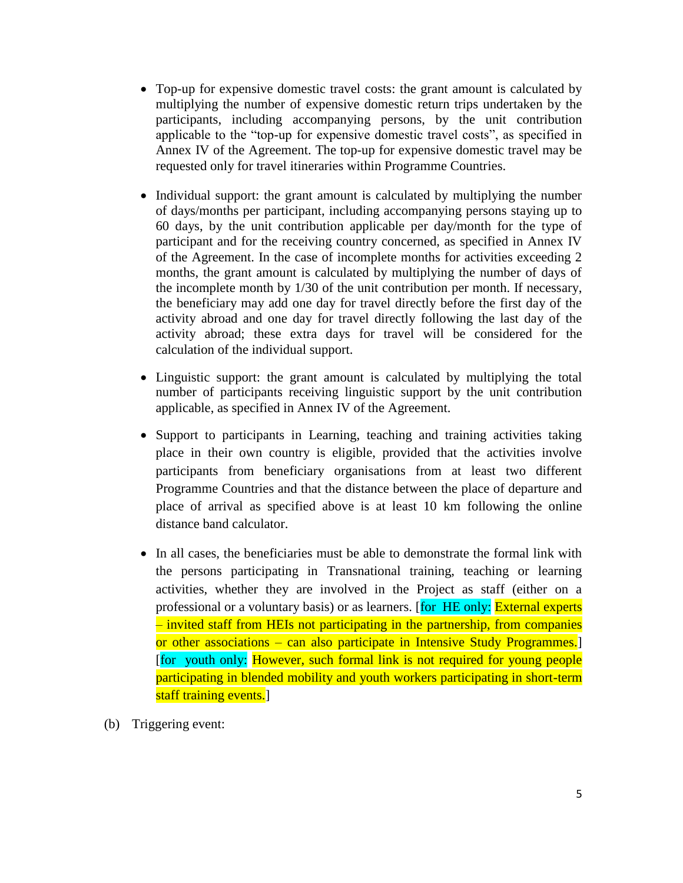- Top-up for expensive domestic travel costs: the grant amount is calculated by multiplying the number of expensive domestic return trips undertaken by the participants, including accompanying persons, by the unit contribution applicable to the "top-up for expensive domestic travel costs", as specified in Annex IV of the Agreement. The top-up for expensive domestic travel may be requested only for travel itineraries within Programme Countries.

- Individual support: the grant amount is calculated by multiplying the number of days/months per participant, including accompanying persons staying up to 60 days, by the unit contribution applicable per day/month for the type of participant and for the receiving country concerned, as specified in Annex IV of the Agreement. In the case of incomplete months for activities exceeding 2 months, the grant amount is calculated by multiplying the number of days of the incomplete month by 1/30 of the unit contribution per month. If necessary, the beneficiary may add one day for travel directly before the first day of the activity abroad and one day for travel directly following the last day of the activity abroad; these extra days for travel will be considered for the calculation of the individual support.

- Linguistic support: the grant amount is calculated by multiplying the total number of participants receiving linguistic support by the unit contribution applicable, as specified in Annex IV of the Agreement.

- Support to participants in Learning, teaching and training activities taking place in their own country is eligible, provided that the activities involve participants from beneficiary organisations from at least two different Programme Countries and that the distance between the place of departure and place of arrival as specified above is at least 10 km following the online distance band calculator.

- In all cases, the beneficiaries must be able to demonstrate the formal link with the persons participating in Transnational training, teaching or learning activities, whether they are involved in the Project as staff (either on a professional or a voluntary basis) or as learners. [for HE only: External experts – invited staff from HEIs not participating in the partnership, from companies or other associations – can also participate in Intensive Study Programmes.] [for youth only: However, such formal link is not required for young people participating in blended mobility and youth workers participating in short-term staff training events.]

(b) Triggering event: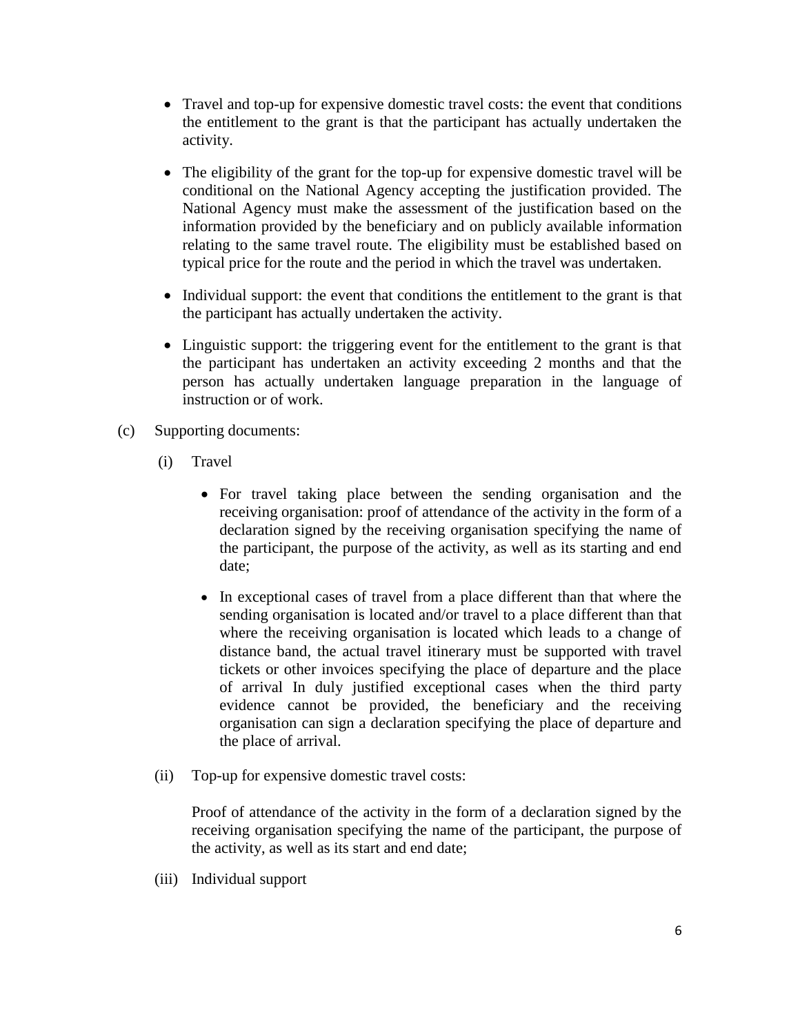- Travel and top-up for expensive domestic travel costs: the event that conditions the entitlement to the grant is that the participant has actually undertaken the activity.

- The eligibility of the grant for the top-up for expensive domestic travel will be conditional on the National Agency accepting the justification provided. The National Agency must make the assessment of the justification based on the information provided by the beneficiary and on publicly available information relating to the same travel route. The eligibility must be established based on typical price for the route and the period in which the travel was undertaken.

- Individual support: the event that conditions the entitlement to the grant is that the participant has actually undertaken the activity.

- Linguistic support: the triggering event for the entitlement to the grant is that the participant has undertaken an activity exceeding 2 months and that the person has actually undertaken language preparation in the language of instruction or of work.

(c) Supporting documents:

(i) Travel

- For travel taking place between the sending organisation and the receiving organisation: proof of attendance of the activity in the form of a declaration signed by the receiving organisation specifying the name of the participant, the purpose of the activity, as well as its starting and end date;

- In exceptional cases of travel from a place different than that where the sending organisation is located and/or travel to a place different than that where the receiving organisation is located which leads to a change of distance band, the actual travel itinerary must be supported with travel tickets or other invoices specifying the place of departure and the place of arrival In duly justified exceptional cases when the third party evidence cannot be provided, the beneficiary and the receiving organisation can sign a declaration specifying the place of departure and the place of arrival.

(ii) Top-up for expensive domestic travel costs:

Proof of attendance of the activity in the form of a declaration signed by the receiving organisation specifying the name of the participant, the purpose of the activity, as well as its start and end date;

(iii) Individual support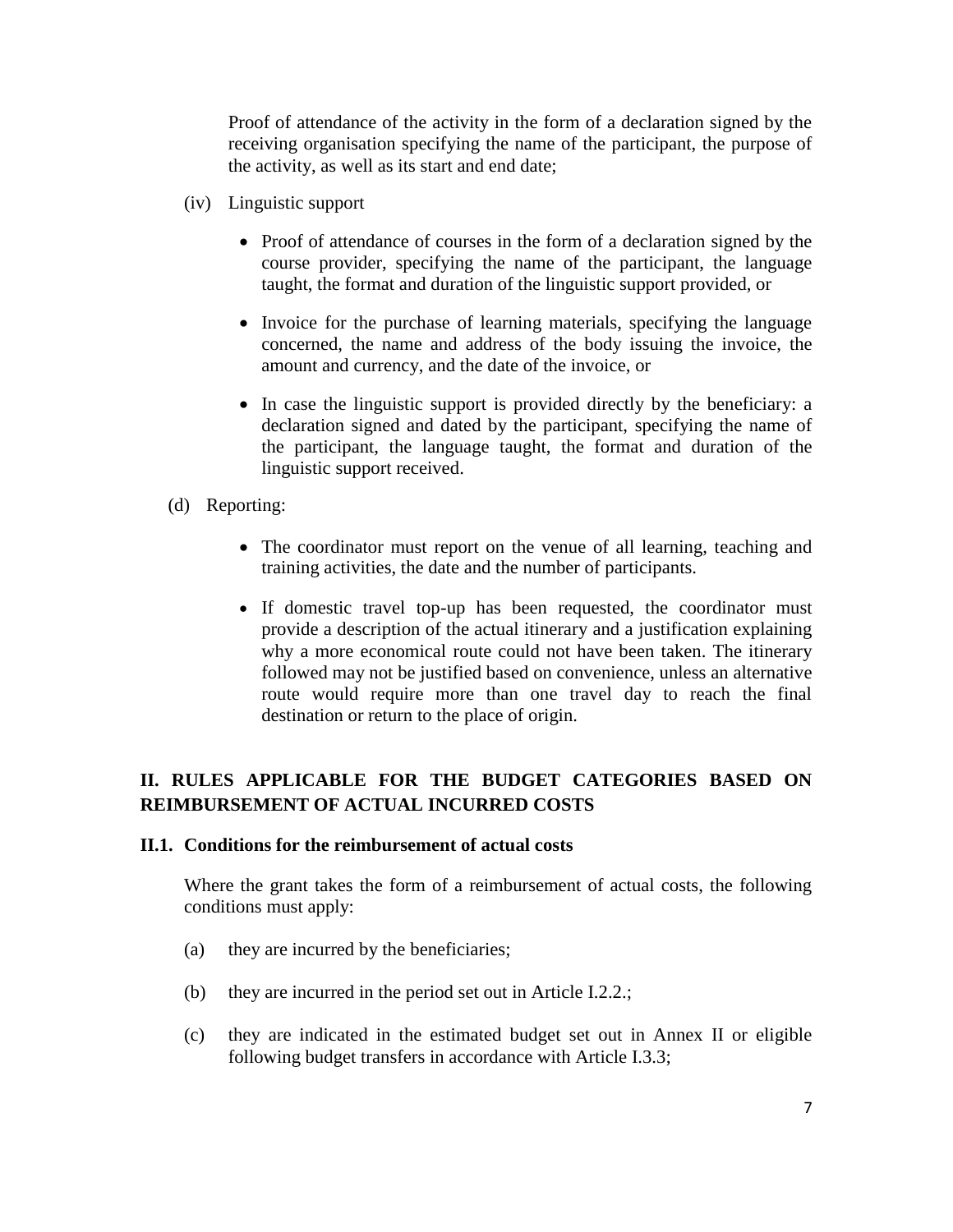Proof of attendance of the activity in the form of a declaration signed by the receiving organisation specifying the name of the participant, the purpose of the activity, as well as its start and end date;

(iv) Linguistic support

- Proof of attendance of courses in the form of a declaration signed by the course provider, specifying the name of the participant, the language taught, the format and duration of the linguistic support provided, or
- Invoice for the purchase of learning materials, specifying the language concerned, the name and address of the body issuing the invoice, the amount and currency, and the date of the invoice, or
- In case the linguistic support is provided directly by the beneficiary: a declaration signed and dated by the participant, specifying the name of the participant, the language taught, the format and duration of the linguistic support received.

(d) Reporting:

- The coordinator must report on the venue of all learning, teaching and training activities, the date and the number of participants.
- If domestic travel top-up has been requested, the coordinator must provide a description of the actual itinerary and a justification explaining why a more economical route could not have been taken. The itinerary followed may not be justified based on convenience, unless an alternative route would require more than one travel day to reach the final destination or return to the place of origin.

## II. RULES APPLICABLE FOR THE BUDGET CATEGORIES BASED ON REIMBURSEMENT OF ACTUAL INCURRED COSTS

### II.1. Conditions for the reimbursement of actual costs

Where the grant takes the form of a reimbursement of actual costs, the following conditions must apply:

(a) they are incurred by the beneficiaries;

(b) they are incurred in the period set out in Article I.2.2.;

(c) they are indicated in the estimated budget set out in Annex II or eligible following budget transfers in accordance with Article I.3.3;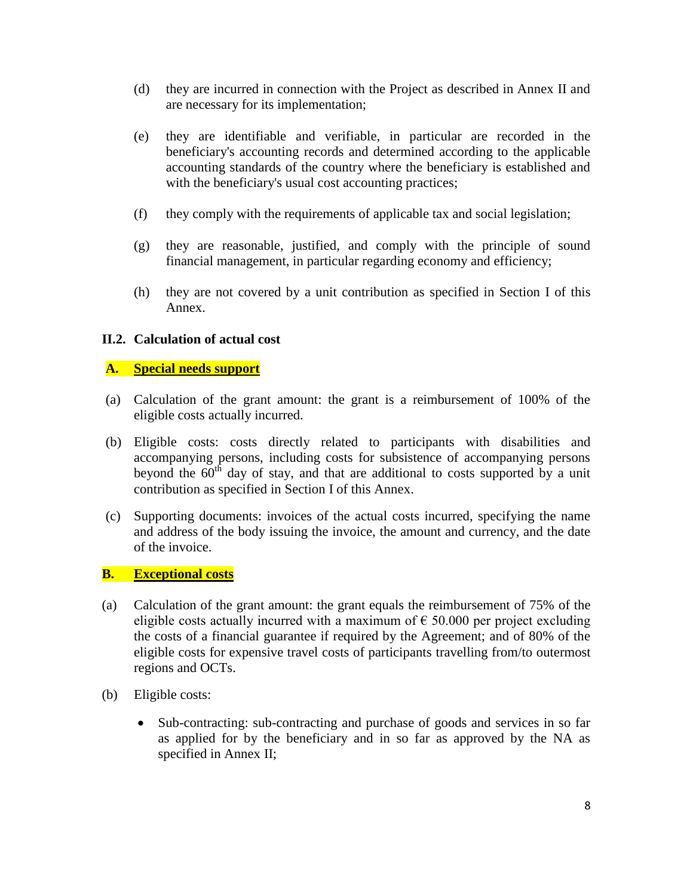(d) they are incurred in connection with the Project as described in Annex II and are necessary for its implementation;

(e) they are identifiable and verifiable, in particular are recorded in the beneficiary's accounting records and determined according to the applicable accounting standards of the country where the beneficiary is established and with the beneficiary's usual cost accounting practices;

(f) they comply with the requirements of applicable tax and social legislation;

(g) they are reasonable, justified, and comply with the principle of sound financial management, in particular regarding economy and efficiency;

(h) they are not covered by a unit contribution as specified in Section I of this Annex.

### II.2. Calculation of actual cost

**A. <u>Special needs support</u>**

(a) Calculation of the grant amount: the grant is a reimbursement of 100% of the eligible costs actually incurred.

(b) Eligible costs: costs directly related to participants with disabilities and accompanying persons, including costs for subsistence of accompanying persons beyond the $60^{th}$ day of stay, and that are additional to costs supported by a unit contribution as specified in Section I of this Annex.

(c) Supporting documents: invoices of the actual costs incurred, specifying the name and address of the body issuing the invoice, the amount and currency, and the date of the invoice.

**B. <u>Exceptional costs</u>**

(a) Calculation of the grant amount: the grant equals the reimbursement of 75% of the eligible costs actually incurred with a maximum of € 50.000 per project excluding the costs of a financial guarantee if required by the Agreement; and of 80% of the eligible costs for expensive travel costs of participants travelling from/to outermost regions and OCTs.

(b) Eligible costs:

- Sub-contracting: sub-contracting and purchase of goods and services in so far as applied for by the beneficiary and in so far as approved by the NA as specified in Annex II;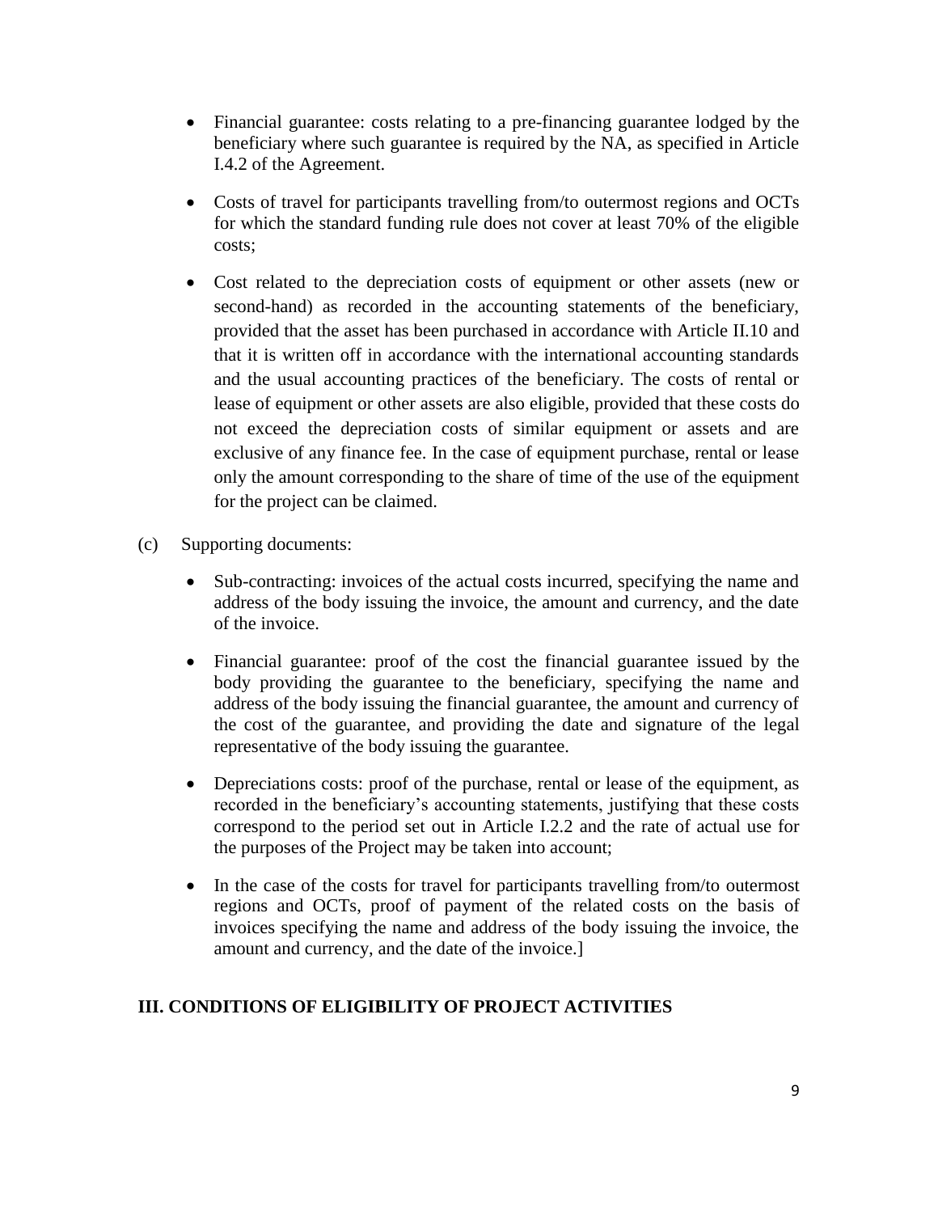- Financial guarantee: costs relating to a pre-financing guarantee lodged by the beneficiary where such guarantee is required by the NA, as specified in Article I.4.2 of the Agreement.

- Costs of travel for participants travelling from/to outermost regions and OCTs for which the standard funding rule does not cover at least 70% of the eligible costs;

- Cost related to the depreciation costs of equipment or other assets (new or second-hand) as recorded in the accounting statements of the beneficiary, provided that the asset has been purchased in accordance with Article II.10 and that it is written off in accordance with the international accounting standards and the usual accounting practices of the beneficiary. The costs of rental or lease of equipment or other assets are also eligible, provided that these costs do not exceed the depreciation costs of similar equipment or assets and are exclusive of any finance fee. In the case of equipment purchase, rental or lease only the amount corresponding to the share of time of the use of the equipment for the project can be claimed.

(c) Supporting documents:

- Sub-contracting: invoices of the actual costs incurred, specifying the name and address of the body issuing the invoice, the amount and currency, and the date of the invoice.

- Financial guarantee: proof of the cost the financial guarantee issued by the body providing the guarantee to the beneficiary, specifying the name and address of the body issuing the financial guarantee, the amount and currency of the cost of the guarantee, and providing the date and signature of the legal representative of the body issuing the guarantee.

- Depreciations costs: proof of the purchase, rental or lease of the equipment, as recorded in the beneficiary's accounting statements, justifying that these costs correspond to the period set out in Article I.2.2 and the rate of actual use for the purposes of the Project may be taken into account;

- In the case of the costs for travel for participants travelling from/to outermost regions and OCTs, proof of payment of the related costs on the basis of invoices specifying the name and address of the body issuing the invoice, the amount and currency, and the date of the invoice.]

## III. CONDITIONS OF ELIGIBILITY OF PROJECT ACTIVITIES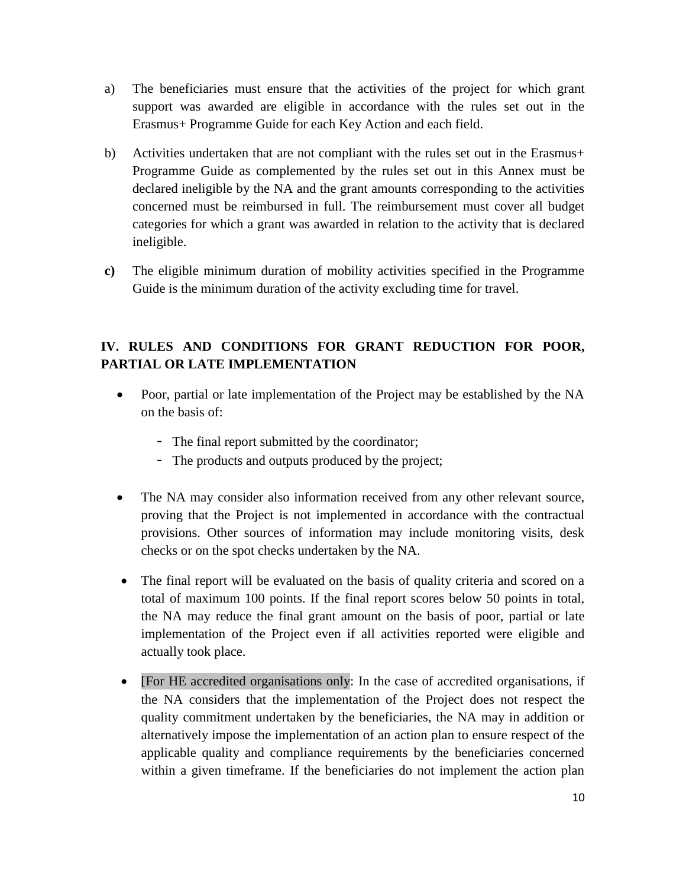a) The beneficiaries must ensure that the activities of the project for which grant support was awarded are eligible in accordance with the rules set out in the Erasmus+ Programme Guide for each Key Action and each field.

b) Activities undertaken that are not compliant with the rules set out in the Erasmus+ Programme Guide as complemented by the rules set out in this Annex must be declared ineligible by the NA and the grant amounts corresponding to the activities concerned must be reimbursed in full. The reimbursement must cover all budget categories for which a grant was awarded in relation to the activity that is declared ineligible.

**c)** The eligible minimum duration of mobility activities specified in the Programme Guide is the minimum duration of the activity excluding time for travel.

## IV. RULES AND CONDITIONS FOR GRANT REDUCTION FOR POOR, PARTIAL OR LATE IMPLEMENTATION

- Poor, partial or late implementation of the Project may be established by the NA on the basis of:
  - The final report submitted by the coordinator;
  - The products and outputs produced by the project;

- The NA may consider also information received from any other relevant source, proving that the Project is not implemented in accordance with the contractual provisions. Other sources of information may include monitoring visits, desk checks or on the spot checks undertaken by the NA.

- The final report will be evaluated on the basis of quality criteria and scored on a total of maximum 100 points. If the final report scores below 50 points in total, the NA may reduce the final grant amount on the basis of poor, partial or late implementation of the Project even if all activities reported were eligible and actually took place.

- [For HE accredited organisations only: In the case of accredited organisations, if the NA considers that the implementation of the Project does not respect the quality commitment undertaken by the beneficiaries, the NA may in addition or alternatively impose the implementation of an action plan to ensure respect of the applicable quality and compliance requirements by the beneficiaries concerned within a given timeframe. If the beneficiaries do not implement the action plan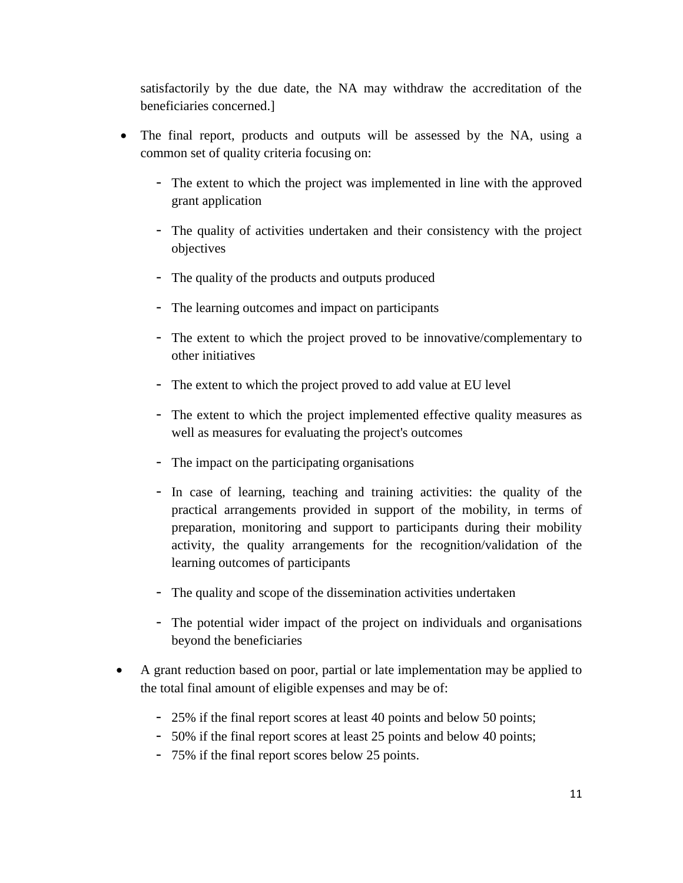satisfactorily by the due date, the NA may withdraw the accreditation of the beneficiaries concerned.]

- The final report, products and outputs will be assessed by the NA, using a common set of quality criteria focusing on:
  - The extent to which the project was implemented in line with the approved grant application
  - The quality of activities undertaken and their consistency with the project objectives
  - The quality of the products and outputs produced
  - The learning outcomes and impact on participants
  - The extent to which the project proved to be innovative/complementary to other initiatives
  - The extent to which the project proved to add value at EU level
  - The extent to which the project implemented effective quality measures as well as measures for evaluating the project's outcomes
  - The impact on the participating organisations
  - In case of learning, teaching and training activities: the quality of the practical arrangements provided in support of the mobility, in terms of preparation, monitoring and support to participants during their mobility activity, the quality arrangements for the recognition/validation of the learning outcomes of participants
  - The quality and scope of the dissemination activities undertaken
  - The potential wider impact of the project on individuals and organisations beyond the beneficiaries
- A grant reduction based on poor, partial or late implementation may be applied to the total final amount of eligible expenses and may be of:
  - 25% if the final report scores at least 40 points and below 50 points;
  - 50% if the final report scores at least 25 points and below 40 points;
  - 75% if the final report scores below 25 points.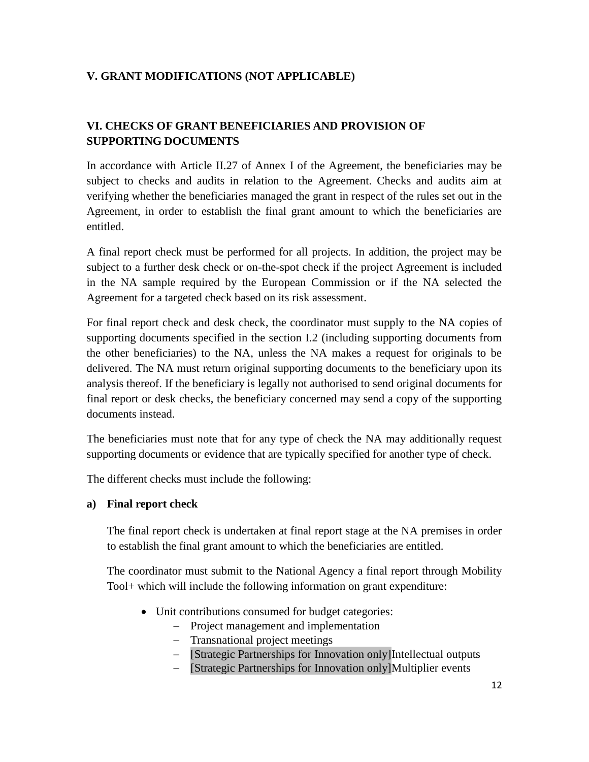## V. GRANT MODIFICATIONS (NOT APPLICABLE)

## VI. CHECKS OF GRANT BENEFICIARIES AND PROVISION OF SUPPORTING DOCUMENTS

In accordance with Article II.27 of Annex I of the Agreement, the beneficiaries may be subject to checks and audits in relation to the Agreement. Checks and audits aim at verifying whether the beneficiaries managed the grant in respect of the rules set out in the Agreement, in order to establish the final grant amount to which the beneficiaries are entitled.

A final report check must be performed for all projects. In addition, the project may be subject to a further desk check or on-the-spot check if the project Agreement is included in the NA sample required by the European Commission or if the NA selected the Agreement for a targeted check based on its risk assessment.

For final report check and desk check, the coordinator must supply to the NA copies of supporting documents specified in the section I.2 (including supporting documents from the other beneficiaries) to the NA, unless the NA makes a request for originals to be delivered. The NA must return original supporting documents to the beneficiary upon its analysis thereof. If the beneficiary is legally not authorised to send original documents for final report or desk checks, the beneficiary concerned may send a copy of the supporting documents instead.

The beneficiaries must note that for any type of check the NA may additionally request supporting documents or evidence that are typically specified for another type of check.

The different checks must include the following:

**a) Final report check**

The final report check is undertaken at final report stage at the NA premises in order to establish the final grant amount to which the beneficiaries are entitled.

The coordinator must submit to the National Agency a final report through Mobility Tool+ which will include the following information on grant expenditure:

- Unit contributions consumed for budget categories:
  - Project management and implementation
  - Transnational project meetings
  - [Strategic Partnerships for Innovation only]Intellectual outputs
  - [Strategic Partnerships for Innovation only]Multiplier events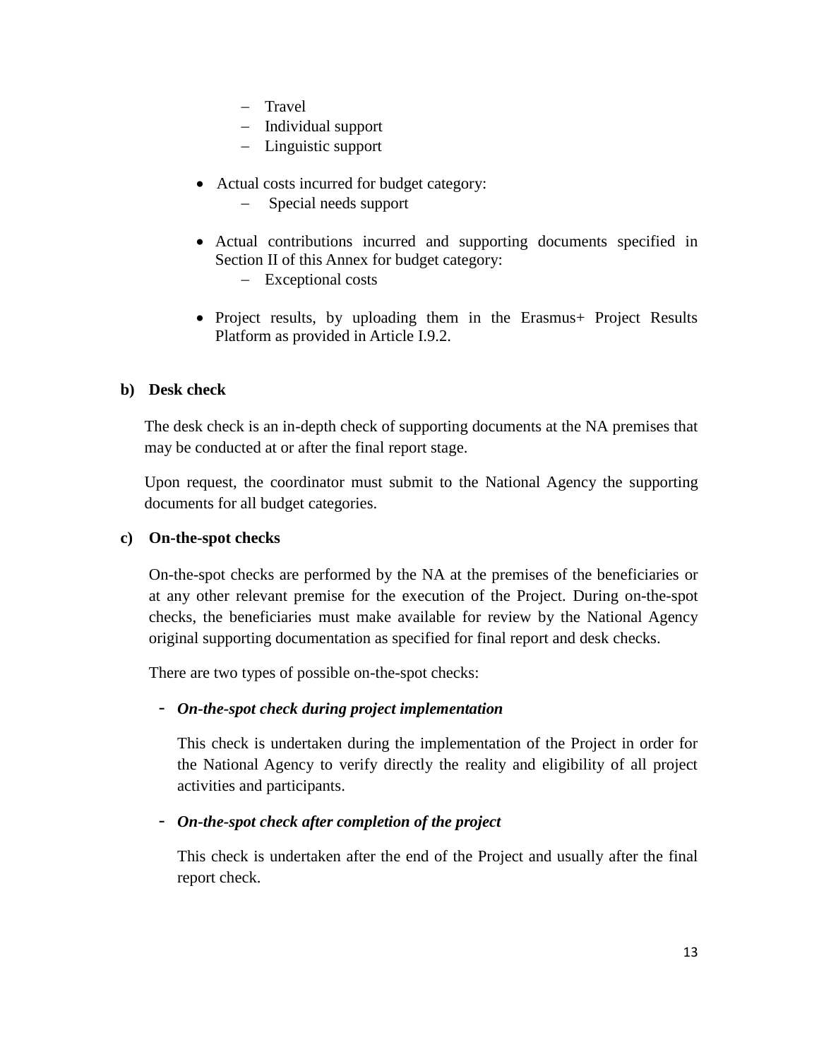- Travel
  - Individual support
  - Linguistic support

- Actual costs incurred for budget category:
  - Special needs support

- Actual contributions incurred and supporting documents specified in Section II of this Annex for budget category:
  - Exceptional costs

- Project results, by uploading them in the Erasmus+ Project Results Platform as provided in Article I.9.2.

**b) Desk check**

The desk check is an in-depth check of supporting documents at the NA premises that may be conducted at or after the final report stage.

Upon request, the coordinator must submit to the National Agency the supporting documents for all budget categories.

**c) On-the-spot checks**

On-the-spot checks are performed by the NA at the premises of the beneficiaries or at any other relevant premise for the execution of the Project. During on-the-spot checks, the beneficiaries must make available for review by the National Agency original supporting documentation as specified for final report and desk checks.

There are two types of possible on-the-spot checks:

- ***On-the-spot check during project implementation***

  This check is undertaken during the implementation of the Project in order for the National Agency to verify directly the reality and eligibility of all project activities and participants.

- ***On-the-spot check after completion of the project***

  This check is undertaken after the end of the Project and usually after the final report check.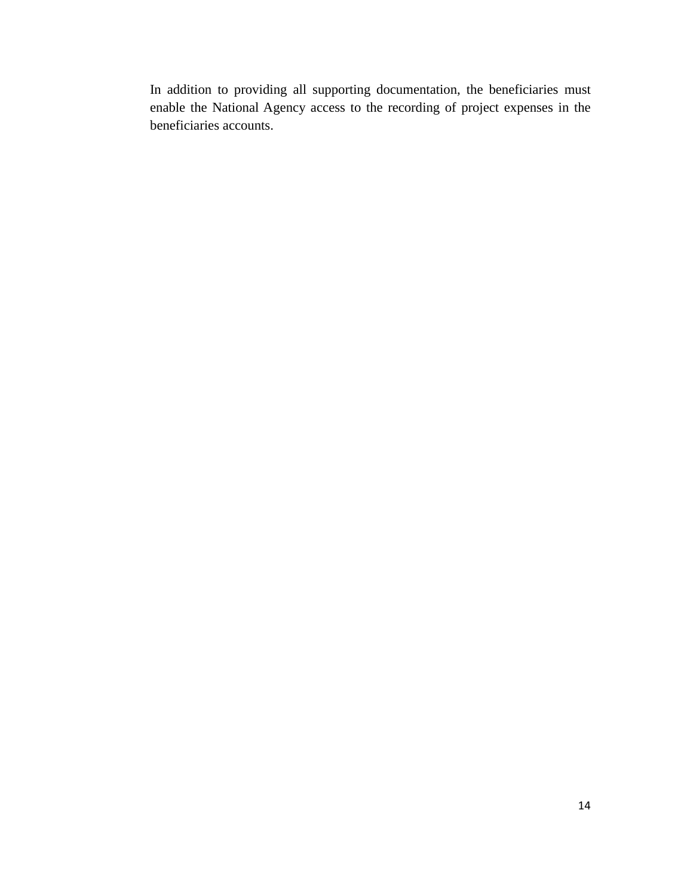In addition to providing all supporting documentation, the beneficiaries must enable the National Agency access to the recording of project expenses in the beneficiaries accounts.